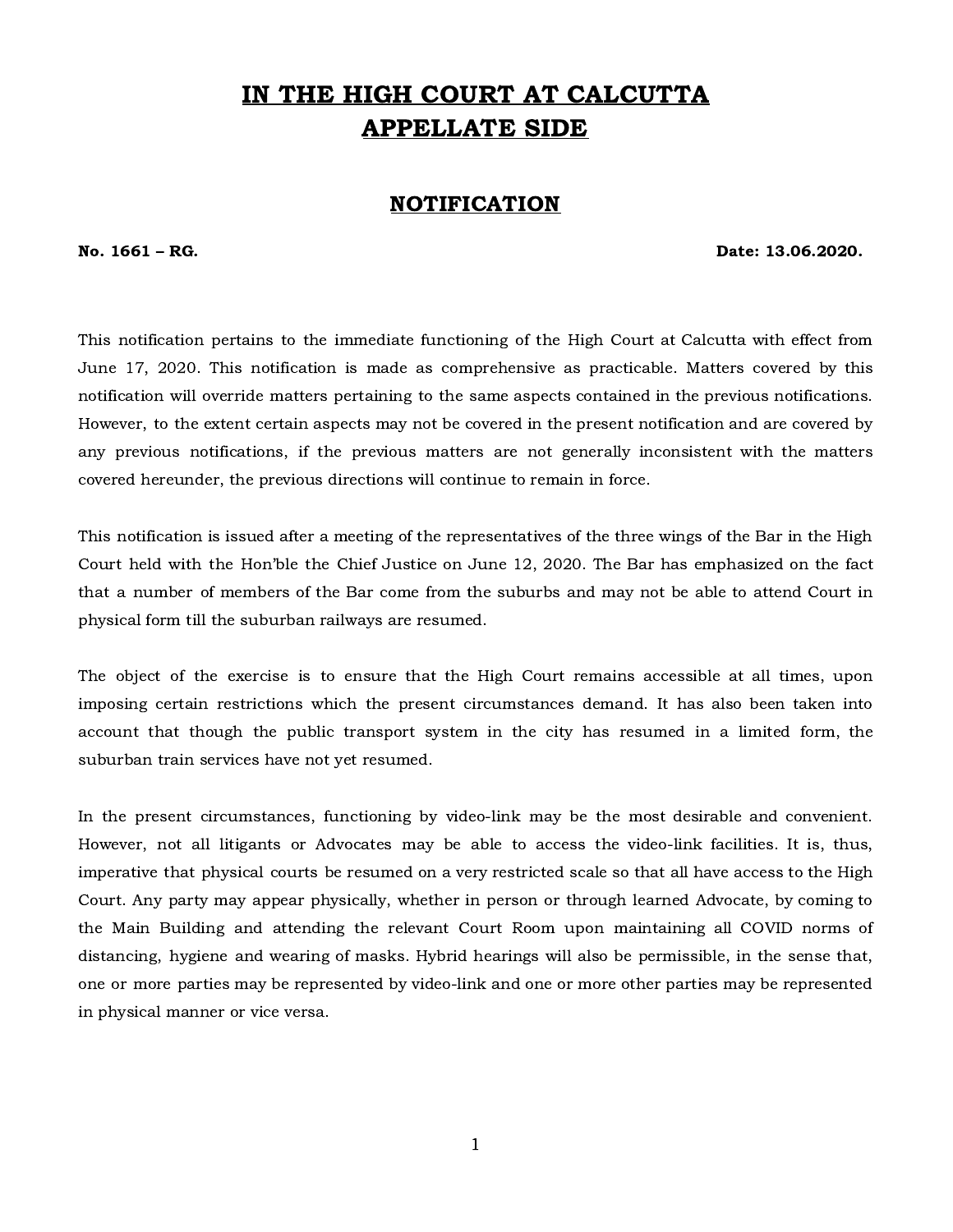# IN THE HIGH COURT AT CALCUTTA
# APPELLATE SIDE

## NOTIFICATION

**No. 1661 – RG.** **Date: 13.06.2020.**

This notification pertains to the immediate functioning of the High Court at Calcutta with effect from June 17, 2020. This notification is made as comprehensive as practicable. Matters covered by this notification will override matters pertaining to the same aspects contained in the previous notifications. However, to the extent certain aspects may not be covered in the present notification and are covered by any previous notifications, if the previous matters are not generally inconsistent with the matters covered hereunder, the previous directions will continue to remain in force.

This notification is issued after a meeting of the representatives of the three wings of the Bar in the High Court held with the Hon'ble the Chief Justice on June 12, 2020. The Bar has emphasized on the fact that a number of members of the Bar come from the suburbs and may not be able to attend Court in physical form till the suburban railways are resumed.

The object of the exercise is to ensure that the High Court remains accessible at all times, upon imposing certain restrictions which the present circumstances demand. It has also been taken into account that though the public transport system in the city has resumed in a limited form, the suburban train services have not yet resumed.

In the present circumstances, functioning by video-link may be the most desirable and convenient. However, not all litigants or Advocates may be able to access the video-link facilities. It is, thus, imperative that physical courts be resumed on a very restricted scale so that all have access to the High Court. Any party may appear physically, whether in person or through learned Advocate, by coming to the Main Building and attending the relevant Court Room upon maintaining all COVID norms of distancing, hygiene and wearing of masks. Hybrid hearings will also be permissible, in the sense that, one or more parties may be represented by video-link and one or more other parties may be represented in physical manner or vice versa.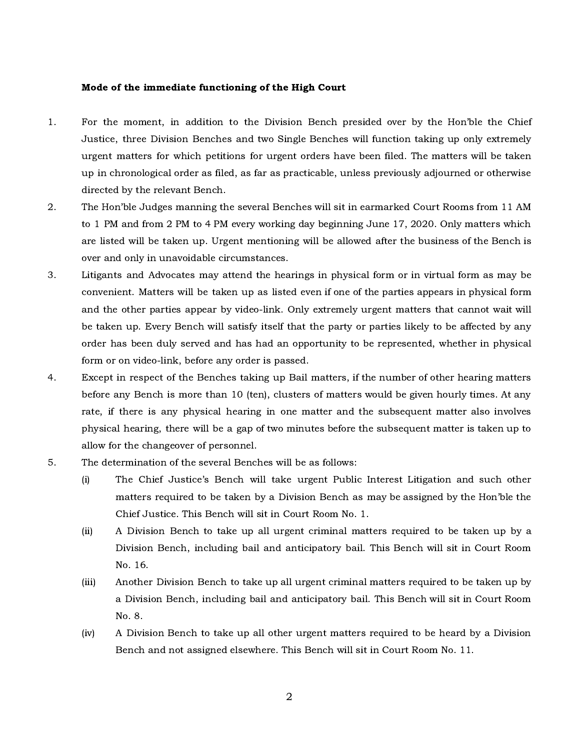**Mode of the immediate functioning of the High Court**

1. For the moment, in addition to the Division Bench presided over by the Hon'ble the Chief Justice, three Division Benches and two Single Benches will function taking up only extremely urgent matters for which petitions for urgent orders have been filed. The matters will be taken up in chronological order as filed, as far as practicable, unless previously adjourned or otherwise directed by the relevant Bench.
2. The Hon'ble Judges manning the several Benches will sit in earmarked Court Rooms from 11 AM to 1 PM and from 2 PM to 4 PM every working day beginning June 17, 2020. Only matters which are listed will be taken up. Urgent mentioning will be allowed after the business of the Bench is over and only in unavoidable circumstances.
3. Litigants and Advocates may attend the hearings in physical form or in virtual form as may be convenient. Matters will be taken up as listed even if one of the parties appears in physical form and the other parties appear by video-link. Only extremely urgent matters that cannot wait will be taken up. Every Bench will satisfy itself that the party or parties likely to be affected by any order has been duly served and has had an opportunity to be represented, whether in physical form or on video-link, before any order is passed.
4. Except in respect of the Benches taking up Bail matters, if the number of other hearing matters before any Bench is more than 10 (ten), clusters of matters would be given hourly times. At any rate, if there is any physical hearing in one matter and the subsequent matter also involves physical hearing, there will be a gap of two minutes before the subsequent matter is taken up to allow for the changeover of personnel.
5. The determination of the several Benches will be as follows:
   - (i) The Chief Justice's Bench will take urgent Public Interest Litigation and such other matters required to be taken by a Division Bench as may be assigned by the Hon'ble the Chief Justice. This Bench will sit in Court Room No. 1.
   - (ii) A Division Bench to take up all urgent criminal matters required to be taken up by a Division Bench, including bail and anticipatory bail. This Bench will sit in Court Room No. 16.
   - (iii) Another Division Bench to take up all urgent criminal matters required to be taken up by a Division Bench, including bail and anticipatory bail. This Bench will sit in Court Room No. 8.
   - (iv) A Division Bench to take up all other urgent matters required to be heard by a Division Bench and not assigned elsewhere. This Bench will sit in Court Room No. 11.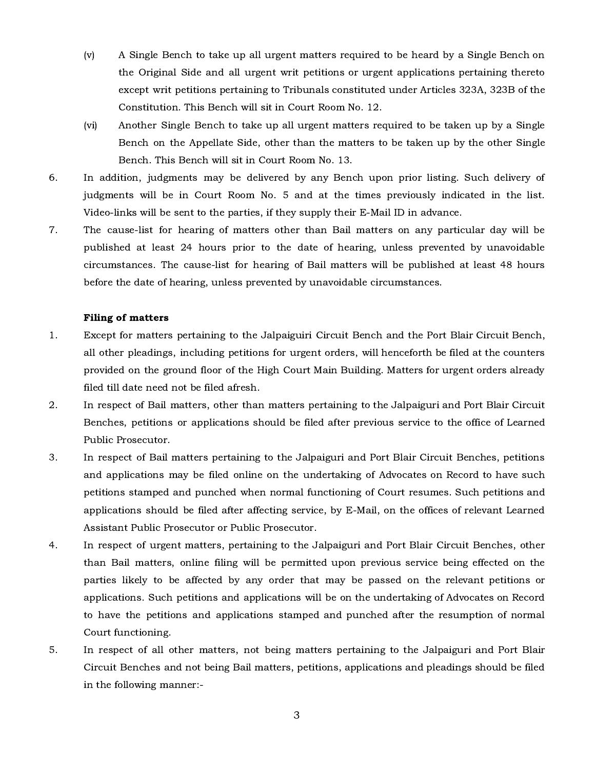(v) A Single Bench to take up all urgent matters required to be heard by a Single Bench on the Original Side and all urgent writ petitions or urgent applications pertaining thereto except writ petitions pertaining to Tribunals constituted under Articles 323A, 323B of the Constitution. This Bench will sit in Court Room No. 12.

(vi) Another Single Bench to take up all urgent matters required to be taken up by a Single Bench on the Appellate Side, other than the matters to be taken up by the other Single Bench. This Bench will sit in Court Room No. 13.

6. In addition, judgments may be delivered by any Bench upon prior listing. Such delivery of judgments will be in Court Room No. 5 and at the times previously indicated in the list. Video-links will be sent to the parties, if they supply their E-Mail ID in advance.

7. The cause-list for hearing of matters other than Bail matters on any particular day will be published at least 24 hours prior to the date of hearing, unless prevented by unavoidable circumstances. The cause-list for hearing of Bail matters will be published at least 48 hours before the date of hearing, unless prevented by unavoidable circumstances.

**Filing of matters**

1. Except for matters pertaining to the Jalpaiguri Circuit Bench and the Port Blair Circuit Bench, all other pleadings, including petitions for urgent orders, will henceforth be filed at the counters provided on the ground floor of the High Court Main Building. Matters for urgent orders already filed till date need not be filed afresh.

2. In respect of Bail matters, other than matters pertaining to the Jalpaiguri and Port Blair Circuit Benches, petitions or applications should be filed after previous service to the office of Learned Public Prosecutor.

3. In respect of Bail matters pertaining to the Jalpaiguri and Port Blair Circuit Benches, petitions and applications may be filed online on the undertaking of Advocates on Record to have such petitions stamped and punched when normal functioning of Court resumes. Such petitions and applications should be filed after affecting service, by E-Mail, on the offices of relevant Learned Assistant Public Prosecutor or Public Prosecutor.

4. In respect of urgent matters, pertaining to the Jalpaiguri and Port Blair Circuit Benches, other than Bail matters, online filing will be permitted upon previous service being effected on the parties likely to be affected by any order that may be passed on the relevant petitions or applications. Such petitions and applications will be on the undertaking of Advocates on Record to have the petitions and applications stamped and punched after the resumption of normal Court functioning.

5. In respect of all other matters, not being matters pertaining to the Jalpaiguri and Port Blair Circuit Benches and not being Bail matters, petitions, applications and pleadings should be filed in the following manner:-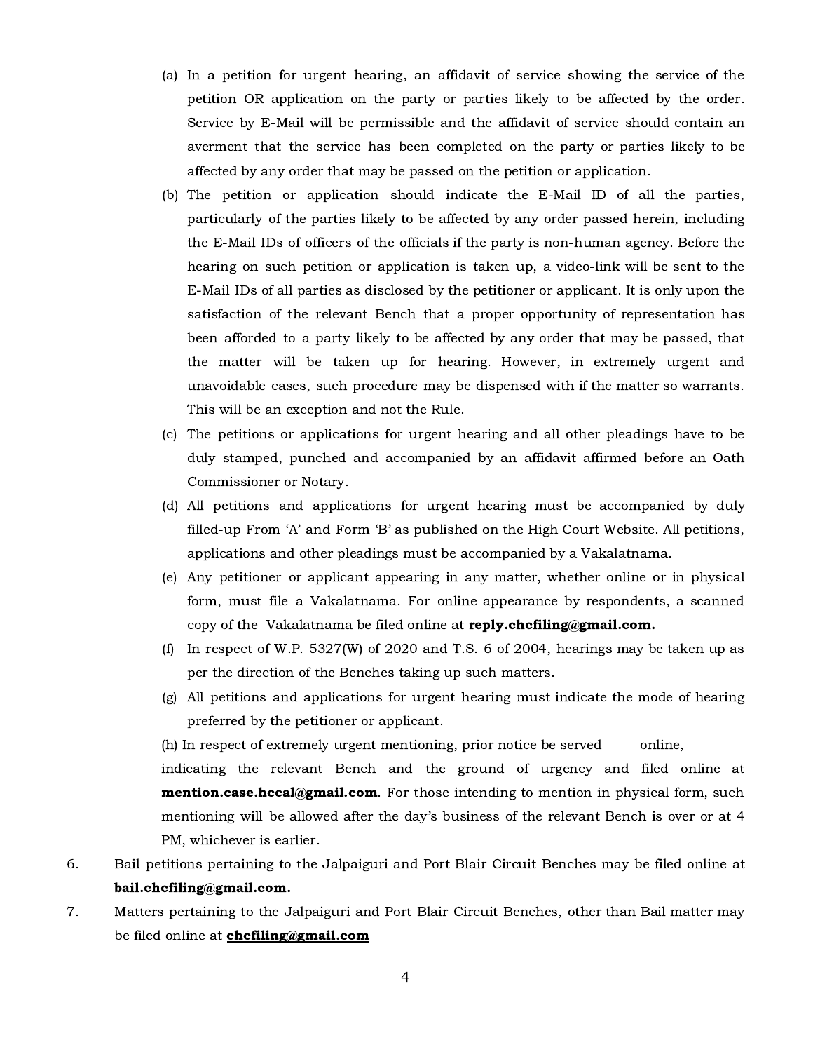(a) In a petition for urgent hearing, an affidavit of service showing the service of the petition OR application on the party or parties likely to be affected by the order. Service by E-Mail will be permissible and the affidavit of service should contain an averment that the service has been completed on the party or parties likely to be affected by any order that may be passed on the petition or application.

(b) The petition or application should indicate the E-Mail ID of all the parties, particularly of the parties likely to be affected by any order passed herein, including the E-Mail IDs of officers of the officials if the party is non-human agency. Before the hearing on such petition or application is taken up, a video-link will be sent to the E-Mail IDs of all parties as disclosed by the petitioner or applicant. It is only upon the satisfaction of the relevant Bench that a proper opportunity of representation has been afforded to a party likely to be affected by any order that may be passed, that the matter will be taken up for hearing. However, in extremely urgent and unavoidable cases, such procedure may be dispensed with if the matter so warrants. This will be an exception and not the Rule.

(c) The petitions or applications for urgent hearing and all other pleadings have to be duly stamped, punched and accompanied by an affidavit affirmed before an Oath Commissioner or Notary.

(d) All petitions and applications for urgent hearing must be accompanied by duly filled-up From 'A' and Form 'B' as published on the High Court Website. All petitions, applications and other pleadings must be accompanied by a Vakalatnama.

(e) Any petitioner or applicant appearing in any matter, whether online or in physical form, must file a Vakalatnama. For online appearance by respondents, a scanned copy of the Vakalatnama be filed online at **reply.chcfiling@gmail.com.**

(f) In respect of W.P. 5327(W) of 2020 and T.S. 6 of 2004, hearings may be taken up as per the direction of the Benches taking up such matters.

(g) All petitions and applications for urgent hearing must indicate the mode of hearing preferred by the petitioner or applicant.

(h) In respect of extremely urgent mentioning, prior notice be served online, indicating the relevant Bench and the ground of urgency and filed online at **mention.case.hccal@gmail.com**. For those intending to mention in physical form, such mentioning will be allowed after the day's business of the relevant Bench is over or at 4 PM, whichever is earlier.

6. Bail petitions pertaining to the Jalpaiguri and Port Blair Circuit Benches may be filed online at **bail.chcfiling@gmail.com.**

7. Matters pertaining to the Jalpaiguri and Port Blair Circuit Benches, other than Bail matter may be filed online at **chcfiling@gmail.com**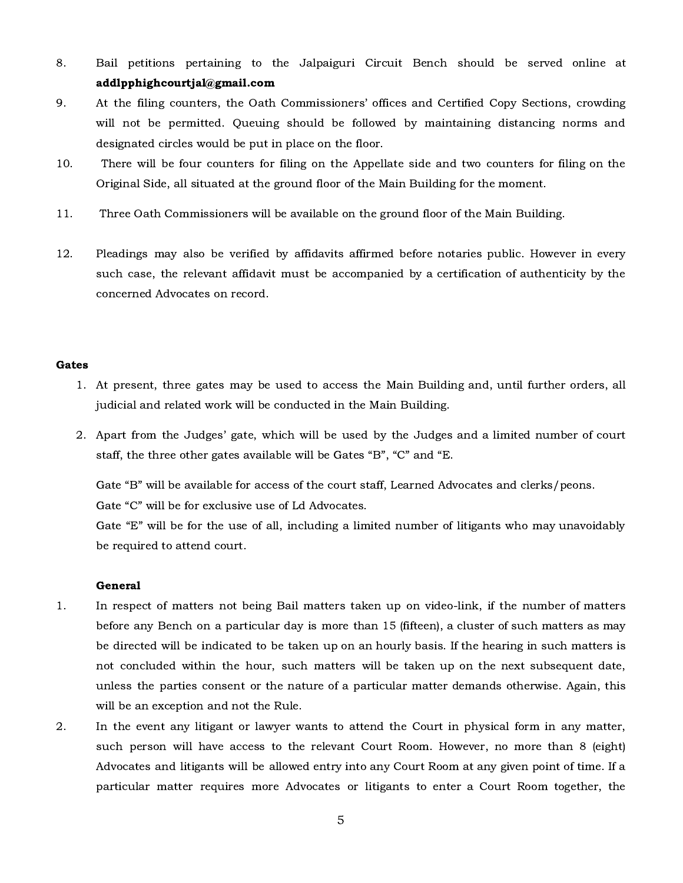8. Bail petitions pertaining to the Jalpaiguri Circuit Bench should be served online at **addlpphighcourtjal@gmail.com**

9. At the filing counters, the Oath Commissioners' offices and Certified Copy Sections, crowding will not be permitted. Queuing should be followed by maintaining distancing norms and designated circles would be put in place on the floor.

10. There will be four counters for filing on the Appellate side and two counters for filing on the Original Side, all situated at the ground floor of the Main Building for the moment.

11. Three Oath Commissioners will be available on the ground floor of the Main Building.

12. Pleadings may also be verified by affidavits affirmed before notaries public. However in every such case, the relevant affidavit must be accompanied by a certification of authenticity by the concerned Advocates on record.

**Gates**

1. At present, three gates may be used to access the Main Building and, until further orders, all judicial and related work will be conducted in the Main Building.

2. Apart from the Judges' gate, which will be used by the Judges and a limited number of court staff, the three other gates available will be Gates "B", "C" and "E.

   Gate "B" will be available for access of the court staff, Learned Advocates and clerks/peons.
   Gate "C" will be for exclusive use of Ld Advocates.
   Gate "E" will be for the use of all, including a limited number of litigants who may unavoidably be required to attend court.

**General**

1. In respect of matters not being Bail matters taken up on video-link, if the number of matters before any Bench on a particular day is more than 15 (fifteen), a cluster of such matters as may be directed will be indicated to be taken up on an hourly basis. If the hearing in such matters is not concluded within the hour, such matters will be taken up on the next subsequent date, unless the parties consent or the nature of a particular matter demands otherwise. Again, this will be an exception and not the Rule.

2. In the event any litigant or lawyer wants to attend the Court in physical form in any matter, such person will have access to the relevant Court Room. However, no more than 8 (eight) Advocates and litigants will be allowed entry into any Court Room at any given point of time. If a particular matter requires more Advocates or litigants to enter a Court Room together, the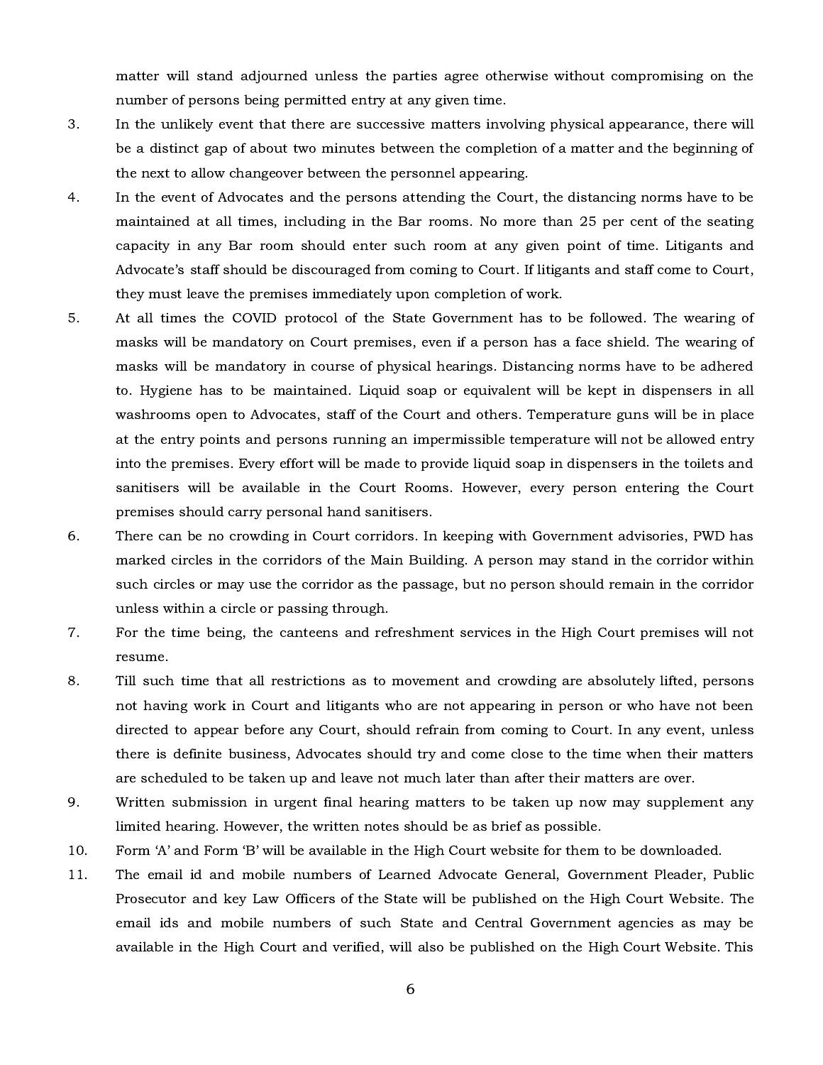matter will stand adjourned unless the parties agree otherwise without compromising on the number of persons being permitted entry at any given time.

3. In the unlikely event that there are successive matters involving physical appearance, there will be a distinct gap of about two minutes between the completion of a matter and the beginning of the next to allow changeover between the personnel appearing.

4. In the event of Advocates and the persons attending the Court, the distancing norms have to be maintained at all times, including in the Bar rooms. No more than 25 per cent of the seating capacity in any Bar room should enter such room at any given point of time. Litigants and Advocate's staff should be discouraged from coming to Court. If litigants and staff come to Court, they must leave the premises immediately upon completion of work.

5. At all times the COVID protocol of the State Government has to be followed. The wearing of masks will be mandatory on Court premises, even if a person has a face shield. The wearing of masks will be mandatory in course of physical hearings. Distancing norms have to be adhered to. Hygiene has to be maintained. Liquid soap or equivalent will be kept in dispensers in all washrooms open to Advocates, staff of the Court and others. Temperature guns will be in place at the entry points and persons running an impermissible temperature will not be allowed entry into the premises. Every effort will be made to provide liquid soap in dispensers in the toilets and sanitisers will be available in the Court Rooms. However, every person entering the Court premises should carry personal hand sanitisers.

6. There can be no crowding in Court corridors. In keeping with Government advisories, PWD has marked circles in the corridors of the Main Building. A person may stand in the corridor within such circles or may use the corridor as the passage, but no person should remain in the corridor unless within a circle or passing through.

7. For the time being, the canteens and refreshment services in the High Court premises will not resume.

8. Till such time that all restrictions as to movement and crowding are absolutely lifted, persons not having work in Court and litigants who are not appearing in person or who have not been directed to appear before any Court, should refrain from coming to Court. In any event, unless there is definite business, Advocates should try and come close to the time when their matters are scheduled to be taken up and leave not much later than after their matters are over.

9. Written submission in urgent final hearing matters to be taken up now may supplement any limited hearing. However, the written notes should be as brief as possible.

10. Form 'A' and Form 'B' will be available in the High Court website for them to be downloaded.

11. The email id and mobile numbers of Learned Advocate General, Government Pleader, Public Prosecutor and key Law Officers of the State will be published on the High Court Website. The email ids and mobile numbers of such State and Central Government agencies as may be available in the High Court and verified, will also be published on the High Court Website. This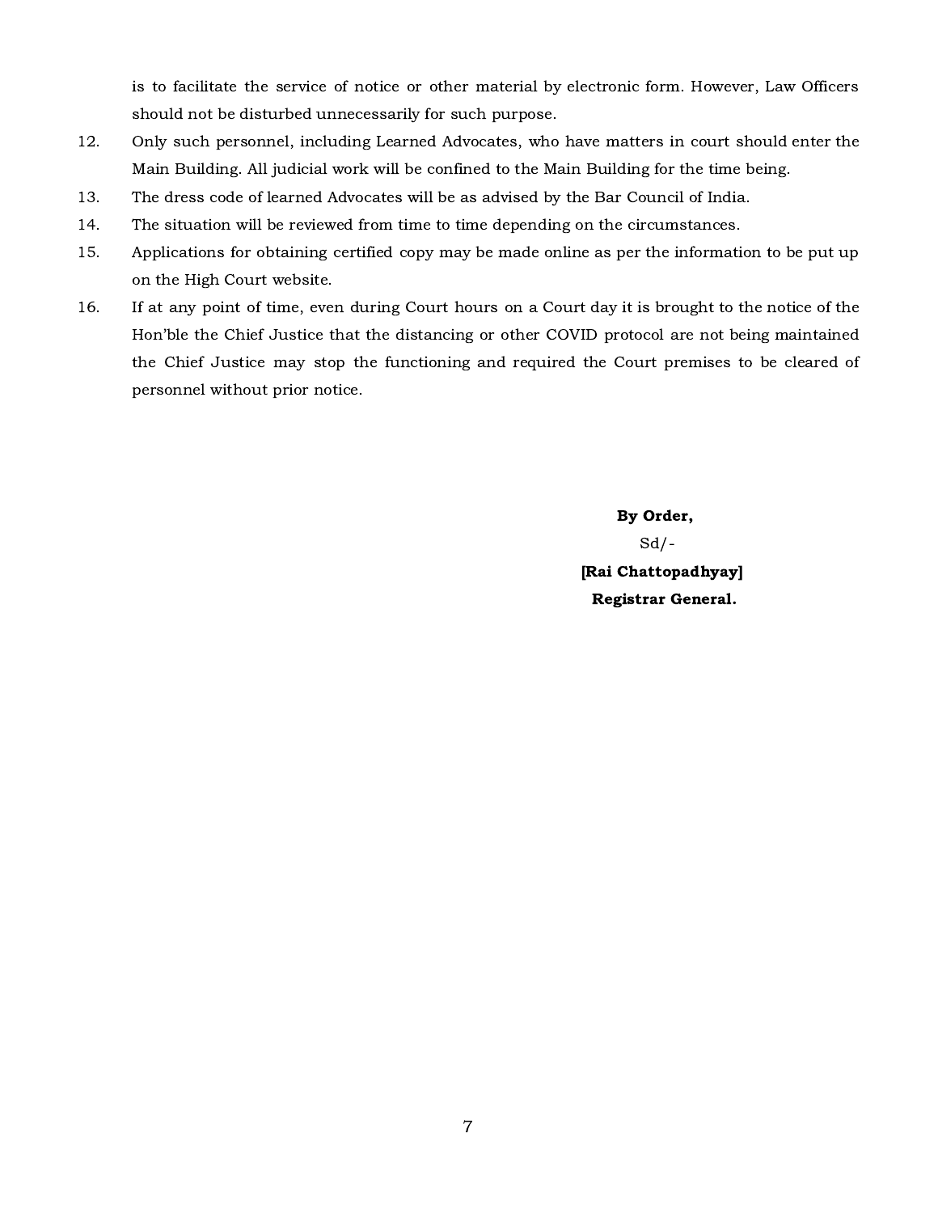is to facilitate the service of notice or other material by electronic form. However, Law Officers should not be disturbed unnecessarily for such purpose.

12. Only such personnel, including Learned Advocates, who have matters in court should enter the Main Building. All judicial work will be confined to the Main Building for the time being.
13. The dress code of learned Advocates will be as advised by the Bar Council of India.
14. The situation will be reviewed from time to time depending on the circumstances.
15. Applications for obtaining certified copy may be made online as per the information to be put up on the High Court website.
16. If at any point of time, even during Court hours on a Court day it is brought to the notice of the Hon'ble the Chief Justice that the distancing or other COVID protocol are not being maintained the Chief Justice may stop the functioning and required the Court premises to be cleared of personnel without prior notice.

**By Order,**

Sd/-

**[Rai Chattopadhyay]**

**Registrar General.**